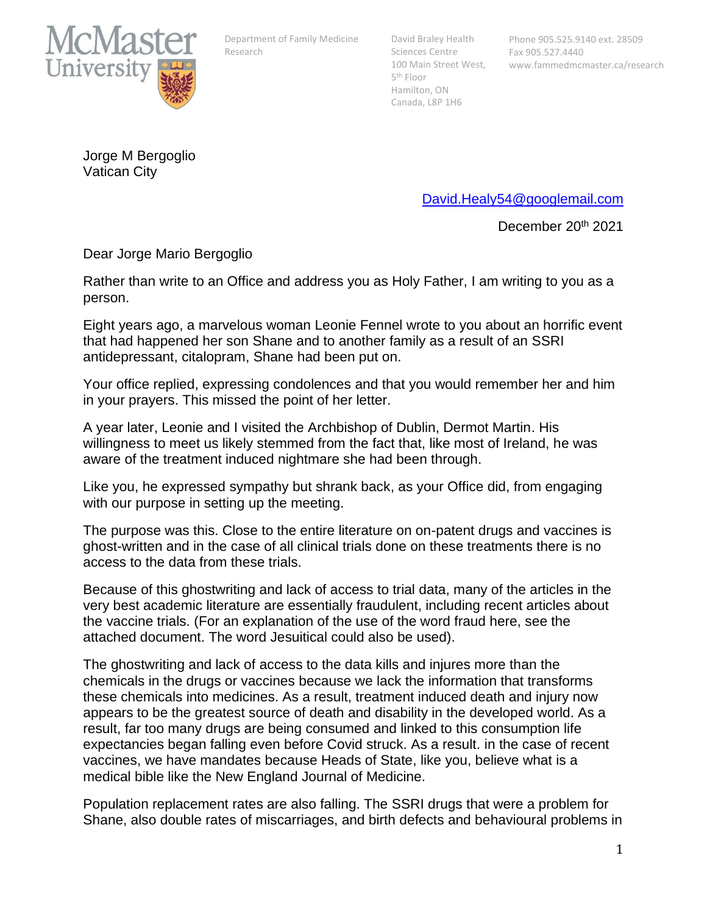McMaster University

Department of Family Medicine Research

David Braley Health Sciences Centre
100 Main Street West, 5th Floor
Hamilton, ON
Canada, L8P 1H6

Phone 905.525.9140 ext. 28509
Fax 905.527.4440
www.fammedmcmaster.ca/research

Jorge M Bergoglio
Vatican City

David.Healy54@googlemail.com

December 20th 2021

Dear Jorge Mario Bergoglio

Rather than write to an Office and address you as Holy Father, I am writing to you as a person.

Eight years ago, a marvelous woman Leonie Fennel wrote to you about an horrific event that had happened her son Shane and to another family as a result of an SSRI antidepressant, citalopram, Shane had been put on.

Your office replied, expressing condolences and that you would remember her and him in your prayers. This missed the point of her letter.

A year later, Leonie and I visited the Archbishop of Dublin, Dermot Martin. His willingness to meet us likely stemmed from the fact that, like most of Ireland, he was aware of the treatment induced nightmare she had been through.

Like you, he expressed sympathy but shrank back, as your Office did, from engaging with our purpose in setting up the meeting.

The purpose was this. Close to the entire literature on on-patent drugs and vaccines is ghost-written and in the case of all clinical trials done on these treatments there is no access to the data from these trials.

Because of this ghostwriting and lack of access to trial data, many of the articles in the very best academic literature are essentially fraudulent, including recent articles about the vaccine trials. (For an explanation of the use of the word fraud here, see the attached document. The word Jesuitical could also be used).

The ghostwriting and lack of access to the data kills and injures more than the chemicals in the drugs or vaccines because we lack the information that transforms these chemicals into medicines. As a result, treatment induced death and injury now appears to be the greatest source of death and disability in the developed world. As a result, far too many drugs are being consumed and linked to this consumption life expectancies began falling even before Covid struck. As a result. in the case of recent vaccines, we have mandates because Heads of State, like you, believe what is a medical bible like the New England Journal of Medicine.

Population replacement rates are also falling. The SSRI drugs that were a problem for Shane, also double rates of miscarriages, and birth defects and behavioural problems in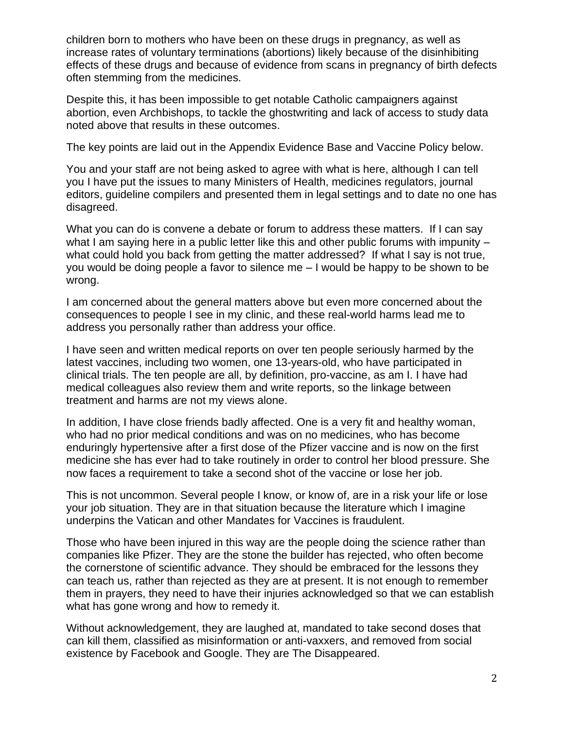children born to mothers who have been on these drugs in pregnancy, as well as increase rates of voluntary terminations (abortions) likely because of the disinhibiting effects of these drugs and because of evidence from scans in pregnancy of birth defects often stemming from the medicines.

Despite this, it has been impossible to get notable Catholic campaigners against abortion, even Archbishops, to tackle the ghostwriting and lack of access to study data noted above that results in these outcomes.

The key points are laid out in the Appendix Evidence Base and Vaccine Policy below.

You and your staff are not being asked to agree with what is here, although I can tell you I have put the issues to many Ministers of Health, medicines regulators, journal editors, guideline compilers and presented them in legal settings and to date no one has disagreed.

What you can do is convene a debate or forum to address these matters. If I can say what I am saying here in a public letter like this and other public forums with impunity – what could hold you back from getting the matter addressed? If what I say is not true, you would be doing people a favor to silence me – I would be happy to be shown to be wrong.

I am concerned about the general matters above but even more concerned about the consequences to people I see in my clinic, and these real-world harms lead me to address you personally rather than address your office.

I have seen and written medical reports on over ten people seriously harmed by the latest vaccines, including two women, one 13-years-old, who have participated in clinical trials. The ten people are all, by definition, pro-vaccine, as am I. I have had medical colleagues also review them and write reports, so the linkage between treatment and harms are not my views alone.

In addition, I have close friends badly affected. One is a very fit and healthy woman, who had no prior medical conditions and was on no medicines, who has become enduringly hypertensive after a first dose of the Pfizer vaccine and is now on the first medicine she has ever had to take routinely in order to control her blood pressure. She now faces a requirement to take a second shot of the vaccine or lose her job.

This is not uncommon. Several people I know, or know of, are in a risk your life or lose your job situation. They are in that situation because the literature which I imagine underpins the Vatican and other Mandates for Vaccines is fraudulent.

Those who have been injured in this way are the people doing the science rather than companies like Pfizer. They are the stone the builder has rejected, who often become the cornerstone of scientific advance. They should be embraced for the lessons they can teach us, rather than rejected as they are at present. It is not enough to remember them in prayers, they need to have their injuries acknowledged so that we can establish what has gone wrong and how to remedy it.

Without acknowledgement, they are laughed at, mandated to take second doses that can kill them, classified as misinformation or anti-vaxxers, and removed from social existence by Facebook and Google. They are The Disappeared.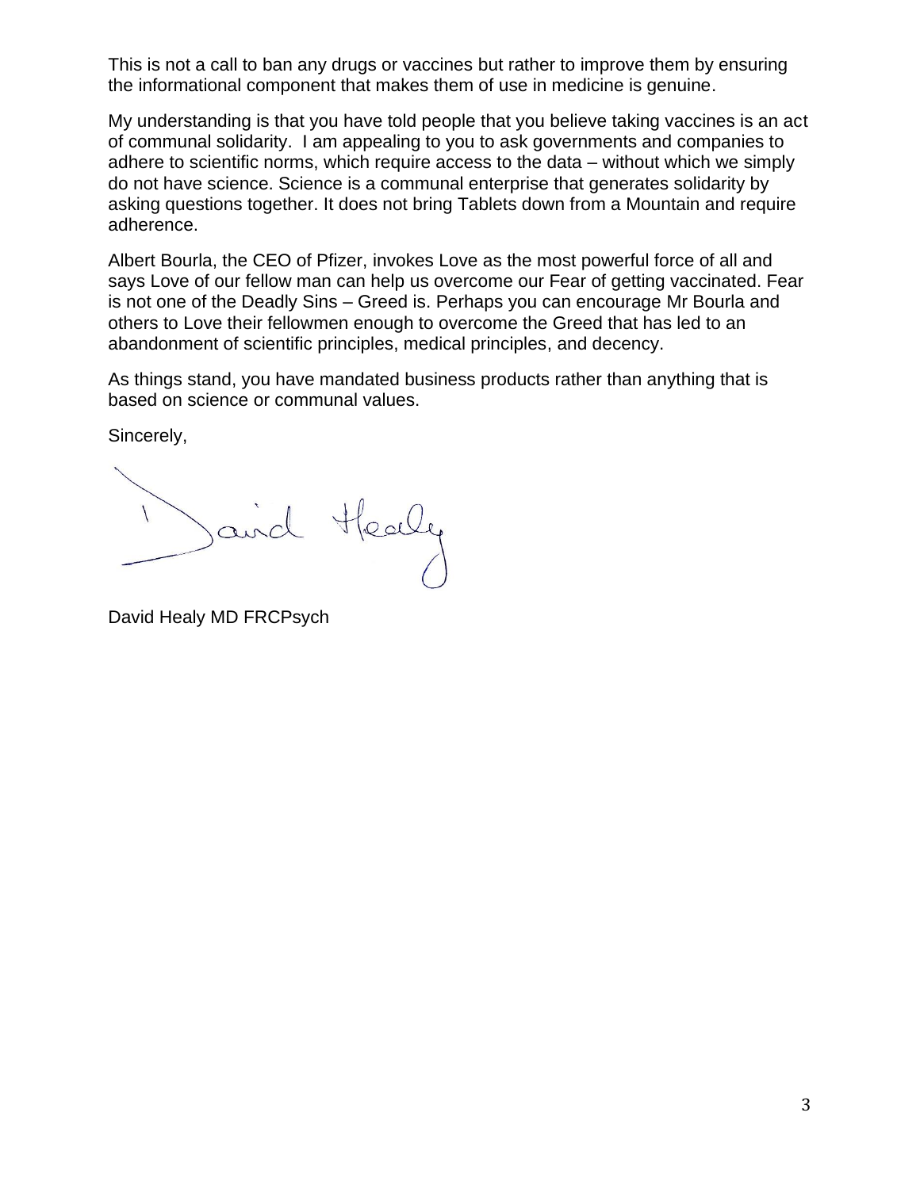This is not a call to ban any drugs or vaccines but rather to improve them by ensuring the informational component that makes them of use in medicine is genuine.

My understanding is that you have told people that you believe taking vaccines is an act of communal solidarity. I am appealing to you to ask governments and companies to adhere to scientific norms, which require access to the data – without which we simply do not have science. Science is a communal enterprise that generates solidarity by asking questions together. It does not bring Tablets down from a Mountain and require adherence.

Albert Bourla, the CEO of Pfizer, invokes Love as the most powerful force of all and says Love of our fellow man can help us overcome our Fear of getting vaccinated. Fear is not one of the Deadly Sins – Greed is. Perhaps you can encourage Mr Bourla and others to Love their fellowmen enough to overcome the Greed that has led to an abandonment of scientific principles, medical principles, and decency.

As things stand, you have mandated business products rather than anything that is based on science or communal values.

Sincerely,

David Healy

David Healy MD FRCPsych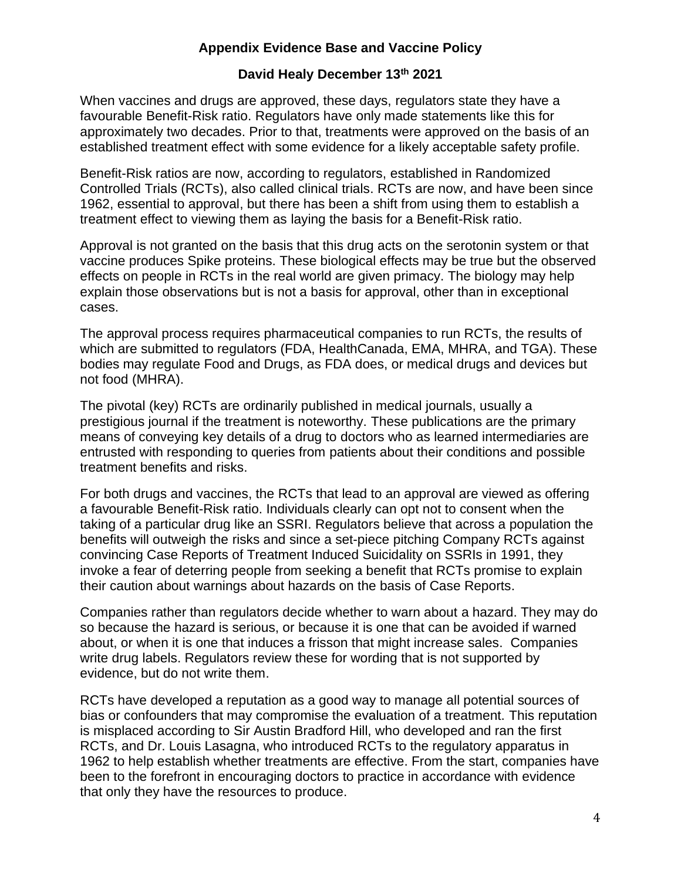**Appendix Evidence Base and Vaccine Policy**

**David Healy December 13th 2021**

When vaccines and drugs are approved, these days, regulators state they have a favourable Benefit-Risk ratio. Regulators have only made statements like this for approximately two decades. Prior to that, treatments were approved on the basis of an established treatment effect with some evidence for a likely acceptable safety profile.

Benefit-Risk ratios are now, according to regulators, established in Randomized Controlled Trials (RCTs), also called clinical trials. RCTs are now, and have been since 1962, essential to approval, but there has been a shift from using them to establish a treatment effect to viewing them as laying the basis for a Benefit-Risk ratio.

Approval is not granted on the basis that this drug acts on the serotonin system or that vaccine produces Spike proteins. These biological effects may be true but the observed effects on people in RCTs in the real world are given primacy. The biology may help explain those observations but is not a basis for approval, other than in exceptional cases.

The approval process requires pharmaceutical companies to run RCTs, the results of which are submitted to regulators (FDA, HealthCanada, EMA, MHRA, and TGA). These bodies may regulate Food and Drugs, as FDA does, or medical drugs and devices but not food (MHRA).

The pivotal (key) RCTs are ordinarily published in medical journals, usually a prestigious journal if the treatment is noteworthy. These publications are the primary means of conveying key details of a drug to doctors who as learned intermediaries are entrusted with responding to queries from patients about their conditions and possible treatment benefits and risks.

For both drugs and vaccines, the RCTs that lead to an approval are viewed as offering a favourable Benefit-Risk ratio. Individuals clearly can opt not to consent when the taking of a particular drug like an SSRI. Regulators believe that across a population the benefits will outweigh the risks and since a set-piece pitching Company RCTs against convincing Case Reports of Treatment Induced Suicidality on SSRIs in 1991, they invoke a fear of deterring people from seeking a benefit that RCTs promise to explain their caution about warnings about hazards on the basis of Case Reports.

Companies rather than regulators decide whether to warn about a hazard. They may do so because the hazard is serious, or because it is one that can be avoided if warned about, or when it is one that induces a frisson that might increase sales. Companies write drug labels. Regulators review these for wording that is not supported by evidence, but do not write them.

RCTs have developed a reputation as a good way to manage all potential sources of bias or confounders that may compromise the evaluation of a treatment. This reputation is misplaced according to Sir Austin Bradford Hill, who developed and ran the first RCTs, and Dr. Louis Lasagna, who introduced RCTs to the regulatory apparatus in 1962 to help establish whether treatments are effective. From the start, companies have been to the forefront in encouraging doctors to practice in accordance with evidence that only they have the resources to produce.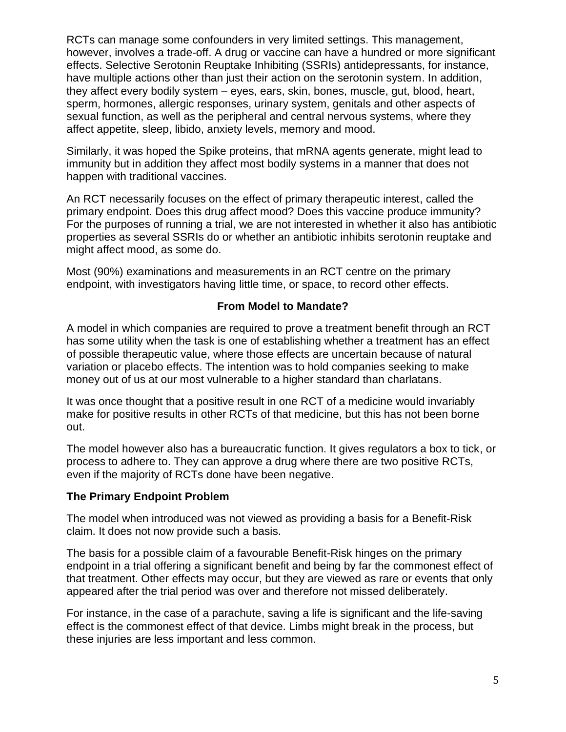RCTs can manage some confounders in very limited settings. This management, however, involves a trade-off. A drug or vaccine can have a hundred or more significant effects. Selective Serotonin Reuptake Inhibiting (SSRIs) antidepressants, for instance, have multiple actions other than just their action on the serotonin system. In addition, they affect every bodily system – eyes, ears, skin, bones, muscle, gut, blood, heart, sperm, hormones, allergic responses, urinary system, genitals and other aspects of sexual function, as well as the peripheral and central nervous systems, where they affect appetite, sleep, libido, anxiety levels, memory and mood.

Similarly, it was hoped the Spike proteins, that mRNA agents generate, might lead to immunity but in addition they affect most bodily systems in a manner that does not happen with traditional vaccines.

An RCT necessarily focuses on the effect of primary therapeutic interest, called the primary endpoint. Does this drug affect mood? Does this vaccine produce immunity? For the purposes of running a trial, we are not interested in whether it also has antibiotic properties as several SSRIs do or whether an antibiotic inhibits serotonin reuptake and might affect mood, as some do.

Most (90%) examinations and measurements in an RCT centre on the primary endpoint, with investigators having little time, or space, to record other effects.

## From Model to Mandate?

A model in which companies are required to prove a treatment benefit through an RCT has some utility when the task is one of establishing whether a treatment has an effect of possible therapeutic value, where those effects are uncertain because of natural variation or placebo effects. The intention was to hold companies seeking to make money out of us at our most vulnerable to a higher standard than charlatans.

It was once thought that a positive result in one RCT of a medicine would invariably make for positive results in other RCTs of that medicine, but this has not been borne out.

The model however also has a bureaucratic function. It gives regulators a box to tick, or process to adhere to. They can approve a drug where there are two positive RCTs, even if the majority of RCTs done have been negative.

### The Primary Endpoint Problem

The model when introduced was not viewed as providing a basis for a Benefit-Risk claim. It does not now provide such a basis.

The basis for a possible claim of a favourable Benefit-Risk hinges on the primary endpoint in a trial offering a significant benefit and being by far the commonest effect of that treatment. Other effects may occur, but they are viewed as rare or events that only appeared after the trial period was over and therefore not missed deliberately.

For instance, in the case of a parachute, saving a life is significant and the life-saving effect is the commonest effect of that device. Limbs might break in the process, but these injuries are less important and less common.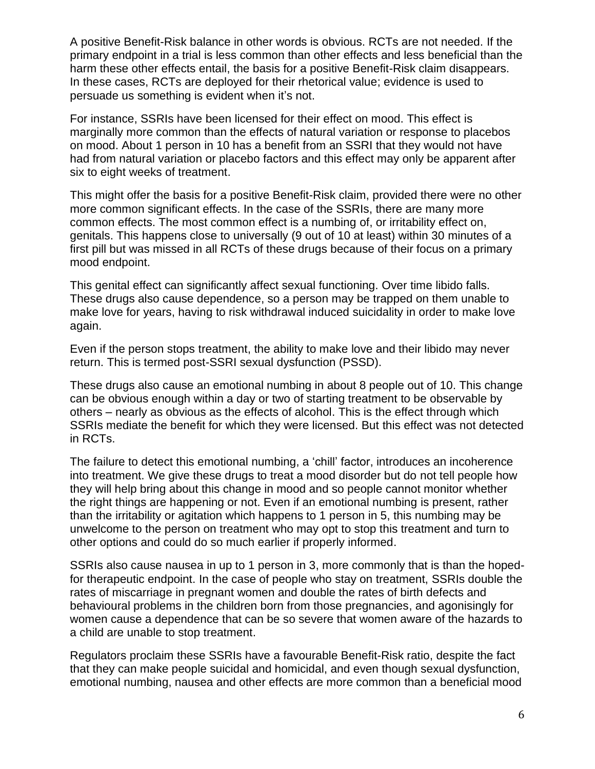A positive Benefit-Risk balance in other words is obvious. RCTs are not needed. If the primary endpoint in a trial is less common than other effects and less beneficial than the harm these other effects entail, the basis for a positive Benefit-Risk claim disappears. In these cases, RCTs are deployed for their rhetorical value; evidence is used to persuade us something is evident when it's not.

For instance, SSRIs have been licensed for their effect on mood. This effect is marginally more common than the effects of natural variation or response to placebos on mood. About 1 person in 10 has a benefit from an SSRI that they would not have had from natural variation or placebo factors and this effect may only be apparent after six to eight weeks of treatment.

This might offer the basis for a positive Benefit-Risk claim, provided there were no other more common significant effects. In the case of the SSRIs, there are many more common effects. The most common effect is a numbing of, or irritability effect on, genitals. This happens close to universally (9 out of 10 at least) within 30 minutes of a first pill but was missed in all RCTs of these drugs because of their focus on a primary mood endpoint.

This genital effect can significantly affect sexual functioning. Over time libido falls. These drugs also cause dependence, so a person may be trapped on them unable to make love for years, having to risk withdrawal induced suicidality in order to make love again.

Even if the person stops treatment, the ability to make love and their libido may never return. This is termed post-SSRI sexual dysfunction (PSSD).

These drugs also cause an emotional numbing in about 8 people out of 10. This change can be obvious enough within a day or two of starting treatment to be observable by others – nearly as obvious as the effects of alcohol. This is the effect through which SSRIs mediate the benefit for which they were licensed. But this effect was not detected in RCTs.

The failure to detect this emotional numbing, a 'chill' factor, introduces an incoherence into treatment. We give these drugs to treat a mood disorder but do not tell people how they will help bring about this change in mood and so people cannot monitor whether the right things are happening or not. Even if an emotional numbing is present, rather than the irritability or agitation which happens to 1 person in 5, this numbing may be unwelcome to the person on treatment who may opt to stop this treatment and turn to other options and could do so much earlier if properly informed.

SSRIs also cause nausea in up to 1 person in 3, more commonly that is than the hoped-for therapeutic endpoint. In the case of people who stay on treatment, SSRIs double the rates of miscarriage in pregnant women and double the rates of birth defects and behavioural problems in the children born from those pregnancies, and agonisingly for women cause a dependence that can be so severe that women aware of the hazards to a child are unable to stop treatment.

Regulators proclaim these SSRIs have a favourable Benefit-Risk ratio, despite the fact that they can make people suicidal and homicidal, and even though sexual dysfunction, emotional numbing, nausea and other effects are more common than a beneficial mood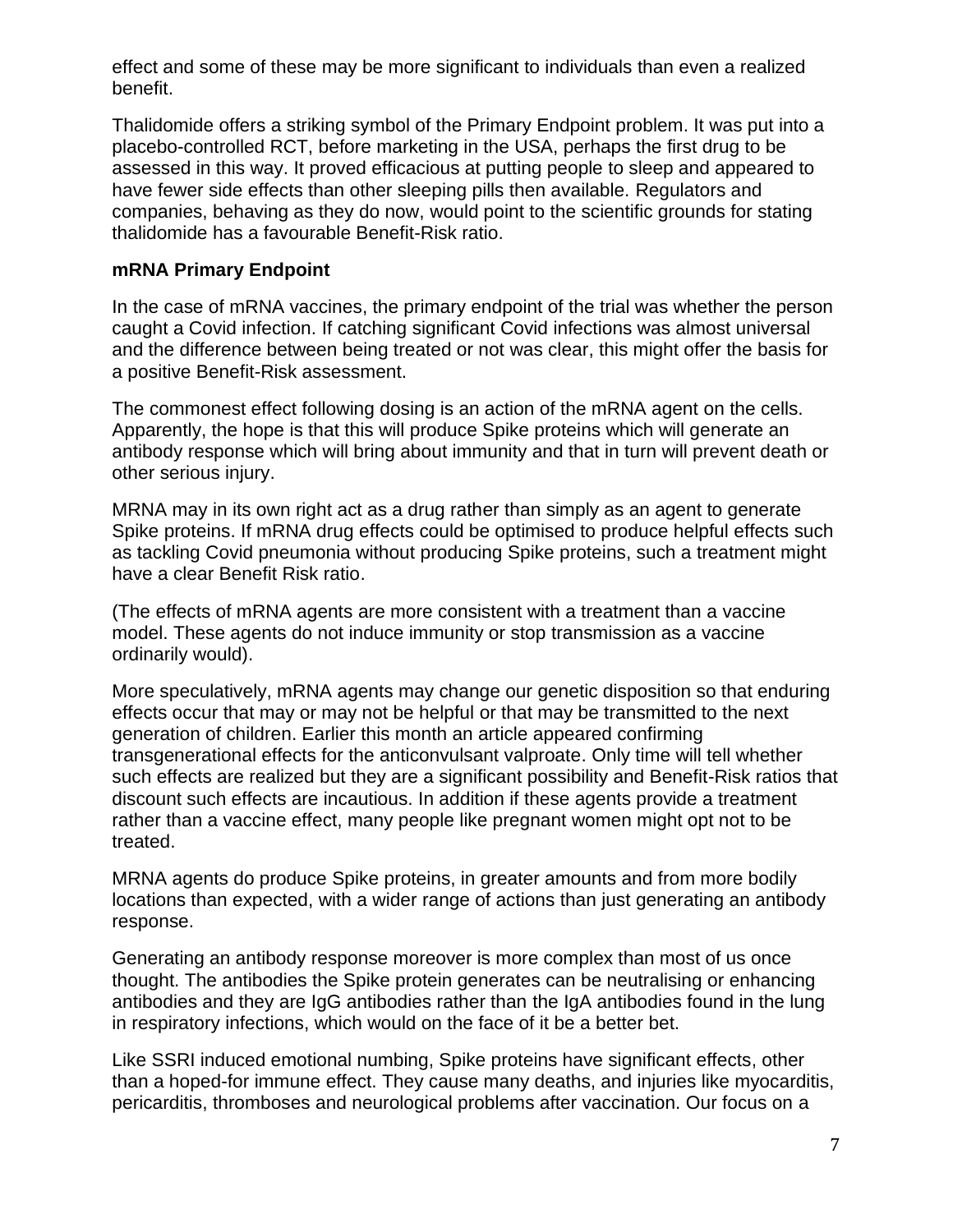effect and some of these may be more significant to individuals than even a realized benefit.

Thalidomide offers a striking symbol of the Primary Endpoint problem. It was put into a placebo-controlled RCT, before marketing in the USA, perhaps the first drug to be assessed in this way. It proved efficacious at putting people to sleep and appeared to have fewer side effects than other sleeping pills then available. Regulators and companies, behaving as they do now, would point to the scientific grounds for stating thalidomide has a favourable Benefit-Risk ratio.

**mRNA Primary Endpoint**

In the case of mRNA vaccines, the primary endpoint of the trial was whether the person caught a Covid infection. If catching significant Covid infections was almost universal and the difference between being treated or not was clear, this might offer the basis for a positive Benefit-Risk assessment.

The commonest effect following dosing is an action of the mRNA agent on the cells. Apparently, the hope is that this will produce Spike proteins which will generate an antibody response which will bring about immunity and that in turn will prevent death or other serious injury.

MRNA may in its own right act as a drug rather than simply as an agent to generate Spike proteins. If mRNA drug effects could be optimised to produce helpful effects such as tackling Covid pneumonia without producing Spike proteins, such a treatment might have a clear Benefit Risk ratio.

(The effects of mRNA agents are more consistent with a treatment than a vaccine model. These agents do not induce immunity or stop transmission as a vaccine ordinarily would).

More speculatively, mRNA agents may change our genetic disposition so that enduring effects occur that may or may not be helpful or that may be transmitted to the next generation of children. Earlier this month an article appeared confirming transgenerational effects for the anticonvulsant valproate. Only time will tell whether such effects are realized but they are a significant possibility and Benefit-Risk ratios that discount such effects are incautious. In addition if these agents provide a treatment rather than a vaccine effect, many people like pregnant women might opt not to be treated.

MRNA agents do produce Spike proteins, in greater amounts and from more bodily locations than expected, with a wider range of actions than just generating an antibody response.

Generating an antibody response moreover is more complex than most of us once thought. The antibodies the Spike protein generates can be neutralising or enhancing antibodies and they are IgG antibodies rather than the IgA antibodies found in the lung in respiratory infections, which would on the face of it be a better bet.

Like SSRI induced emotional numbing, Spike proteins have significant effects, other than a hoped-for immune effect. They cause many deaths, and injuries like myocarditis, pericarditis, thromboses and neurological problems after vaccination. Our focus on a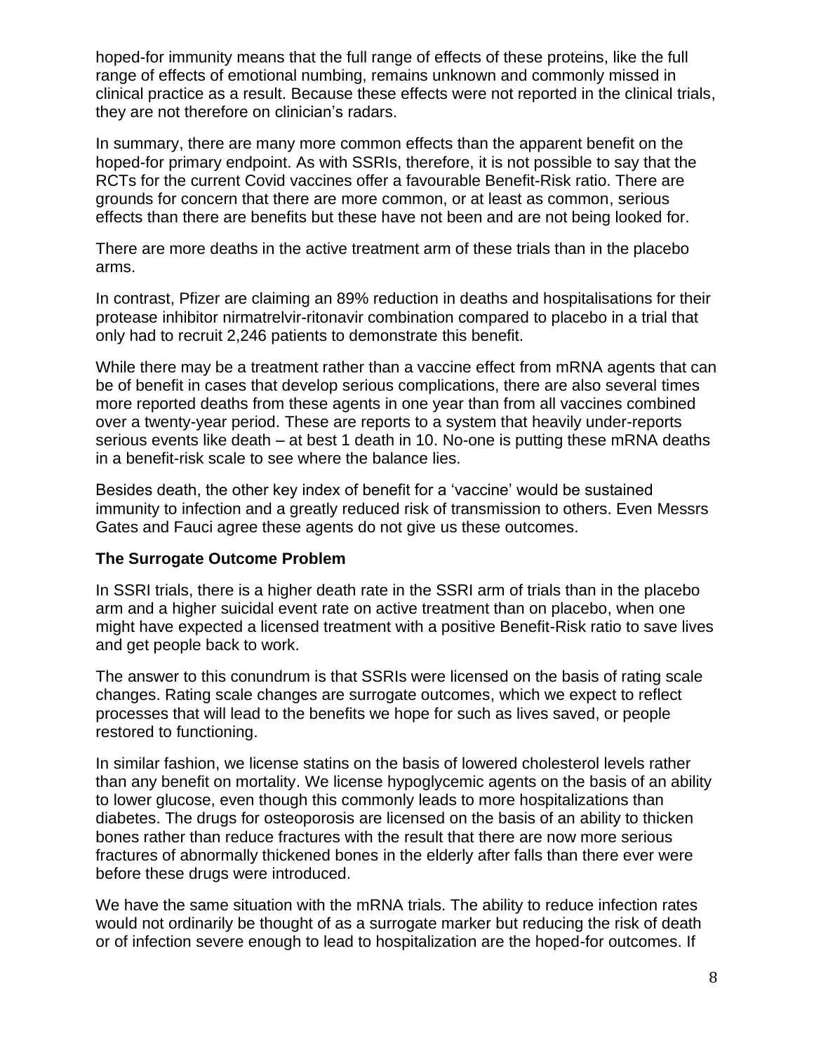hoped-for immunity means that the full range of effects of these proteins, like the full range of effects of emotional numbing, remains unknown and commonly missed in clinical practice as a result. Because these effects were not reported in the clinical trials, they are not therefore on clinician's radars.

In summary, there are many more common effects than the apparent benefit on the hoped-for primary endpoint. As with SSRIs, therefore, it is not possible to say that the RCTs for the current Covid vaccines offer a favourable Benefit-Risk ratio. There are grounds for concern that there are more common, or at least as common, serious effects than there are benefits but these have not been and are not being looked for.

There are more deaths in the active treatment arm of these trials than in the placebo arms.

In contrast, Pfizer are claiming an 89% reduction in deaths and hospitalisations for their protease inhibitor nirmatrelvir-ritonavir combination compared to placebo in a trial that only had to recruit 2,246 patients to demonstrate this benefit.

While there may be a treatment rather than a vaccine effect from mRNA agents that can be of benefit in cases that develop serious complications, there are also several times more reported deaths from these agents in one year than from all vaccines combined over a twenty-year period. These are reports to a system that heavily under-reports serious events like death – at best 1 death in 10. No-one is putting these mRNA deaths in a benefit-risk scale to see where the balance lies.

Besides death, the other key index of benefit for a 'vaccine' would be sustained immunity to infection and a greatly reduced risk of transmission to others. Even Messrs Gates and Fauci agree these agents do not give us these outcomes.

### The Surrogate Outcome Problem

In SSRI trials, there is a higher death rate in the SSRI arm of trials than in the placebo arm and a higher suicidal event rate on active treatment than on placebo, when one might have expected a licensed treatment with a positive Benefit-Risk ratio to save lives and get people back to work.

The answer to this conundrum is that SSRIs were licensed on the basis of rating scale changes. Rating scale changes are surrogate outcomes, which we expect to reflect processes that will lead to the benefits we hope for such as lives saved, or people restored to functioning.

In similar fashion, we license statins on the basis of lowered cholesterol levels rather than any benefit on mortality. We license hypoglycemic agents on the basis of an ability to lower glucose, even though this commonly leads to more hospitalizations than diabetes. The drugs for osteoporosis are licensed on the basis of an ability to thicken bones rather than reduce fractures with the result that there are now more serious fractures of abnormally thickened bones in the elderly after falls than there ever were before these drugs were introduced.

We have the same situation with the mRNA trials. The ability to reduce infection rates would not ordinarily be thought of as a surrogate marker but reducing the risk of death or of infection severe enough to lead to hospitalization are the hoped-for outcomes. If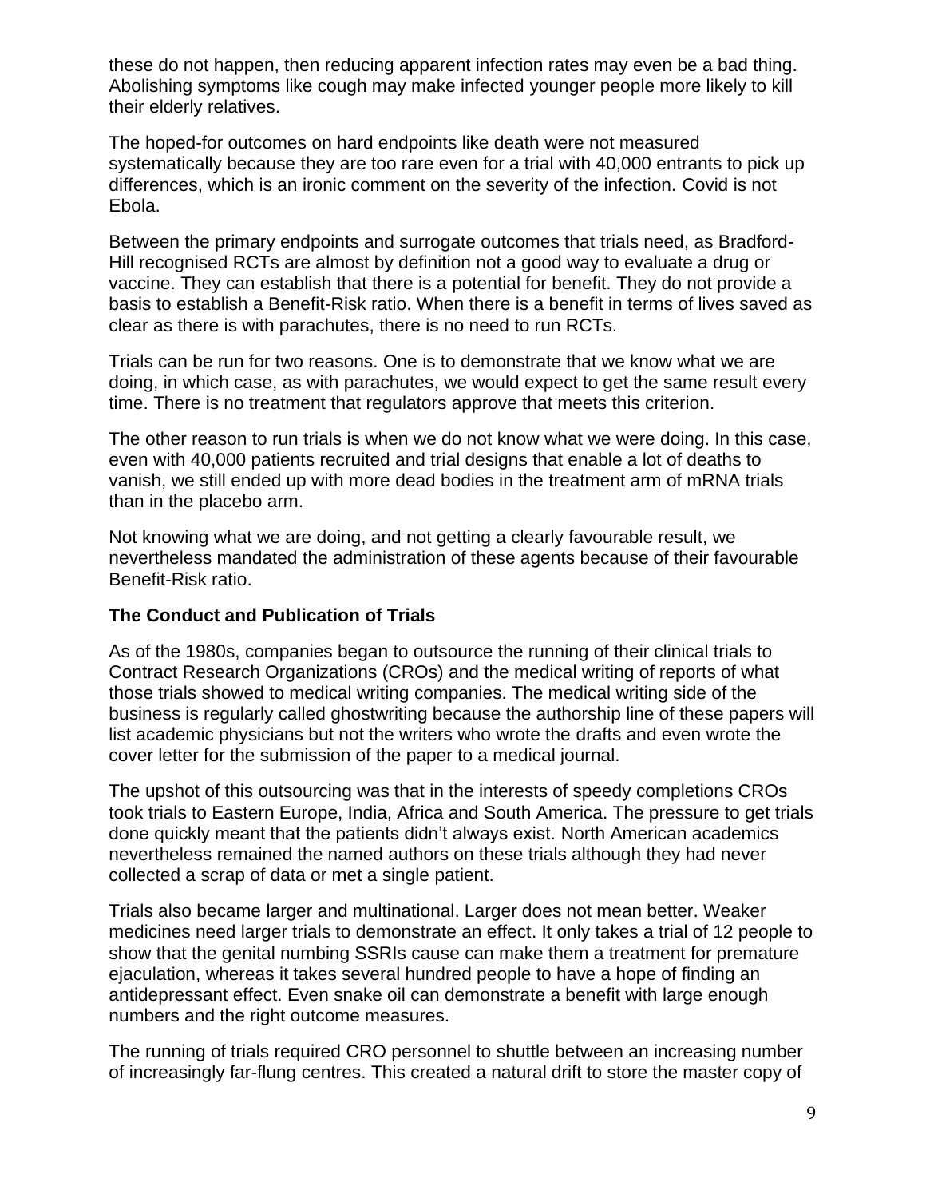these do not happen, then reducing apparent infection rates may even be a bad thing. Abolishing symptoms like cough may make infected younger people more likely to kill their elderly relatives.

The hoped-for outcomes on hard endpoints like death were not measured systematically because they are too rare even for a trial with 40,000 entrants to pick up differences, which is an ironic comment on the severity of the infection. Covid is not Ebola.

Between the primary endpoints and surrogate outcomes that trials need, as Bradford-Hill recognised RCTs are almost by definition not a good way to evaluate a drug or vaccine. They can establish that there is a potential for benefit. They do not provide a basis to establish a Benefit-Risk ratio. When there is a benefit in terms of lives saved as clear as there is with parachutes, there is no need to run RCTs.

Trials can be run for two reasons. One is to demonstrate that we know what we are doing, in which case, as with parachutes, we would expect to get the same result every time. There is no treatment that regulators approve that meets this criterion.

The other reason to run trials is when we do not know what we were doing. In this case, even with 40,000 patients recruited and trial designs that enable a lot of deaths to vanish, we still ended up with more dead bodies in the treatment arm of mRNA trials than in the placebo arm.

Not knowing what we are doing, and not getting a clearly favourable result, we nevertheless mandated the administration of these agents because of their favourable Benefit-Risk ratio.

### The Conduct and Publication of Trials

As of the 1980s, companies began to outsource the running of their clinical trials to Contract Research Organizations (CROs) and the medical writing of reports of what those trials showed to medical writing companies. The medical writing side of the business is regularly called ghostwriting because the authorship line of these papers will list academic physicians but not the writers who wrote the drafts and even wrote the cover letter for the submission of the paper to a medical journal.

The upshot of this outsourcing was that in the interests of speedy completions CROs took trials to Eastern Europe, India, Africa and South America. The pressure to get trials done quickly meant that the patients didn't always exist. North American academics nevertheless remained the named authors on these trials although they had never collected a scrap of data or met a single patient.

Trials also became larger and multinational. Larger does not mean better. Weaker medicines need larger trials to demonstrate an effect. It only takes a trial of 12 people to show that the genital numbing SSRIs cause can make them a treatment for premature ejaculation, whereas it takes several hundred people to have a hope of finding an antidepressant effect. Even snake oil can demonstrate a benefit with large enough numbers and the right outcome measures.

The running of trials required CRO personnel to shuttle between an increasing number of increasingly far-flung centres. This created a natural drift to store the master copy of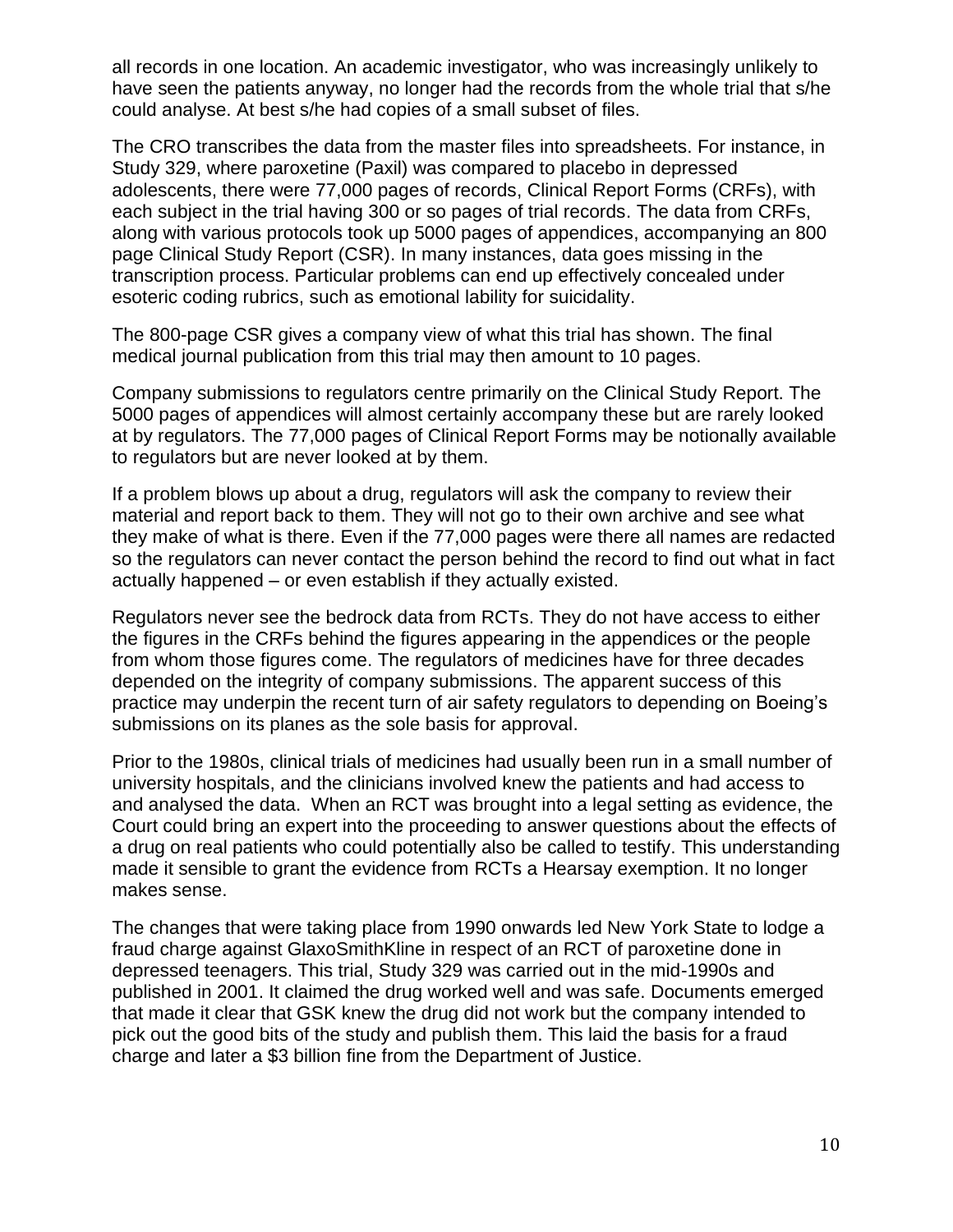all records in one location. An academic investigator, who was increasingly unlikely to have seen the patients anyway, no longer had the records from the whole trial that s/he could analyse. At best s/he had copies of a small subset of files.

The CRO transcribes the data from the master files into spreadsheets. For instance, in Study 329, where paroxetine (Paxil) was compared to placebo in depressed adolescents, there were 77,000 pages of records, Clinical Report Forms (CRFs), with each subject in the trial having 300 or so pages of trial records. The data from CRFs, along with various protocols took up 5000 pages of appendices, accompanying an 800 page Clinical Study Report (CSR). In many instances, data goes missing in the transcription process. Particular problems can end up effectively concealed under esoteric coding rubrics, such as emotional lability for suicidality.

The 800-page CSR gives a company view of what this trial has shown. The final medical journal publication from this trial may then amount to 10 pages.

Company submissions to regulators centre primarily on the Clinical Study Report. The 5000 pages of appendices will almost certainly accompany these but are rarely looked at by regulators. The 77,000 pages of Clinical Report Forms may be notionally available to regulators but are never looked at by them.

If a problem blows up about a drug, regulators will ask the company to review their material and report back to them. They will not go to their own archive and see what they make of what is there. Even if the 77,000 pages were there all names are redacted so the regulators can never contact the person behind the record to find out what in fact actually happened – or even establish if they actually existed.

Regulators never see the bedrock data from RCTs. They do not have access to either the figures in the CRFs behind the figures appearing in the appendices or the people from whom those figures come. The regulators of medicines have for three decades depended on the integrity of company submissions. The apparent success of this practice may underpin the recent turn of air safety regulators to depending on Boeing's submissions on its planes as the sole basis for approval.

Prior to the 1980s, clinical trials of medicines had usually been run in a small number of university hospitals, and the clinicians involved knew the patients and had access to and analysed the data. When an RCT was brought into a legal setting as evidence, the Court could bring an expert into the proceeding to answer questions about the effects of a drug on real patients who could potentially also be called to testify. This understanding made it sensible to grant the evidence from RCTs a Hearsay exemption. It no longer makes sense.

The changes that were taking place from 1990 onwards led New York State to lodge a fraud charge against GlaxoSmithKline in respect of an RCT of paroxetine done in depressed teenagers. This trial, Study 329 was carried out in the mid-1990s and published in 2001. It claimed the drug worked well and was safe. Documents emerged that made it clear that GSK knew the drug did not work but the company intended to pick out the good bits of the study and publish them. This laid the basis for a fraud charge and later a $3 billion fine from the Department of Justice.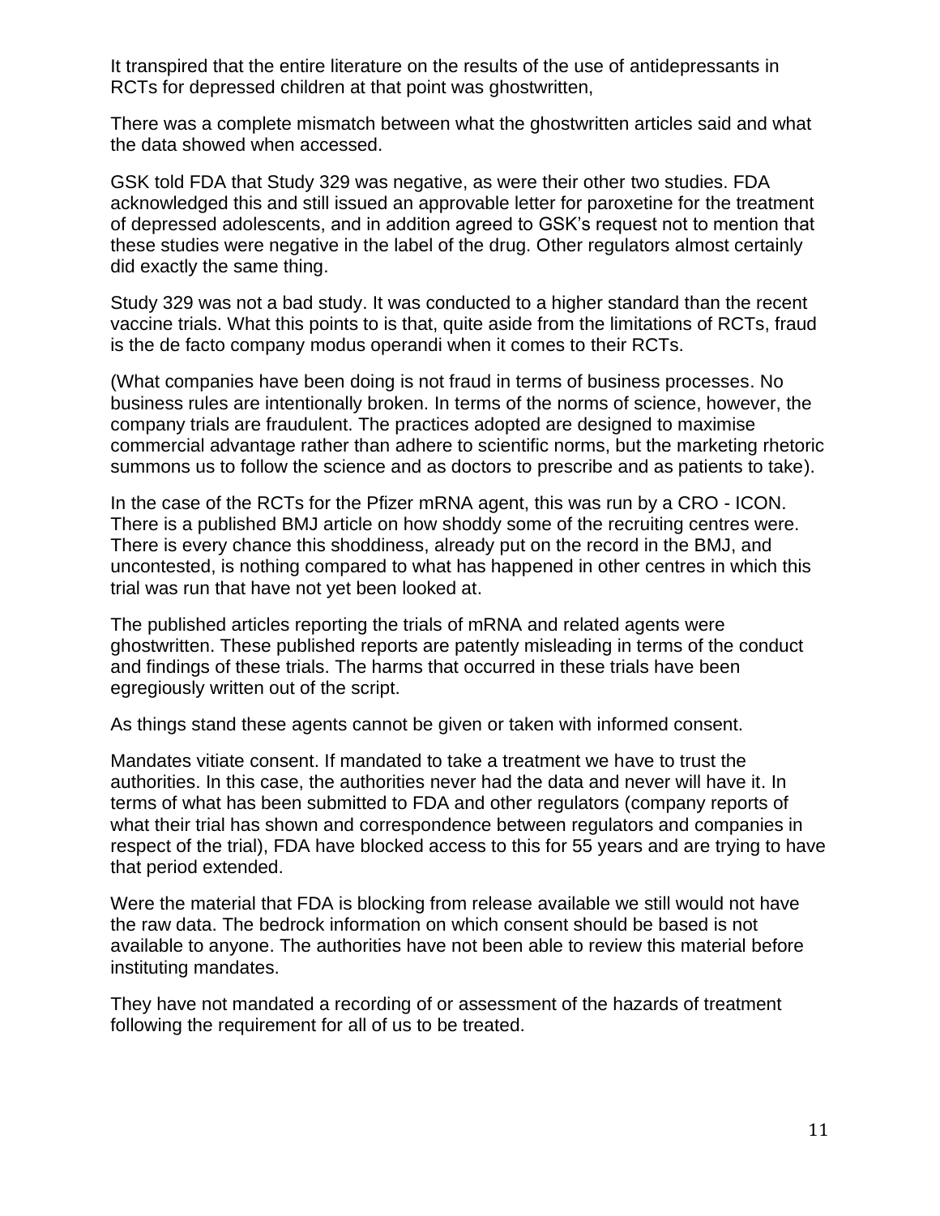It transpired that the entire literature on the results of the use of antidepressants in RCTs for depressed children at that point was ghostwritten,

There was a complete mismatch between what the ghostwritten articles said and what the data showed when accessed.

GSK told FDA that Study 329 was negative, as were their other two studies. FDA acknowledged this and still issued an approvable letter for paroxetine for the treatment of depressed adolescents, and in addition agreed to GSK's request not to mention that these studies were negative in the label of the drug. Other regulators almost certainly did exactly the same thing.

Study 329 was not a bad study. It was conducted to a higher standard than the recent vaccine trials. What this points to is that, quite aside from the limitations of RCTs, fraud is the de facto company modus operandi when it comes to their RCTs.

(What companies have been doing is not fraud in terms of business processes. No business rules are intentionally broken. In terms of the norms of science, however, the company trials are fraudulent. The practices adopted are designed to maximise commercial advantage rather than adhere to scientific norms, but the marketing rhetoric summons us to follow the science and as doctors to prescribe and as patients to take).

In the case of the RCTs for the Pfizer mRNA agent, this was run by a CRO - ICON. There is a published BMJ article on how shoddy some of the recruiting centres were. There is every chance this shoddiness, already put on the record in the BMJ, and uncontested, is nothing compared to what has happened in other centres in which this trial was run that have not yet been looked at.

The published articles reporting the trials of mRNA and related agents were ghostwritten. These published reports are patently misleading in terms of the conduct and findings of these trials. The harms that occurred in these trials have been egregiously written out of the script.

As things stand these agents cannot be given or taken with informed consent.

Mandates vitiate consent. If mandated to take a treatment we have to trust the authorities. In this case, the authorities never had the data and never will have it. In terms of what has been submitted to FDA and other regulators (company reports of what their trial has shown and correspondence between regulators and companies in respect of the trial), FDA have blocked access to this for 55 years and are trying to have that period extended.

Were the material that FDA is blocking from release available we still would not have the raw data. The bedrock information on which consent should be based is not available to anyone. The authorities have not been able to review this material before instituting mandates.

They have not mandated a recording of or assessment of the hazards of treatment following the requirement for all of us to be treated.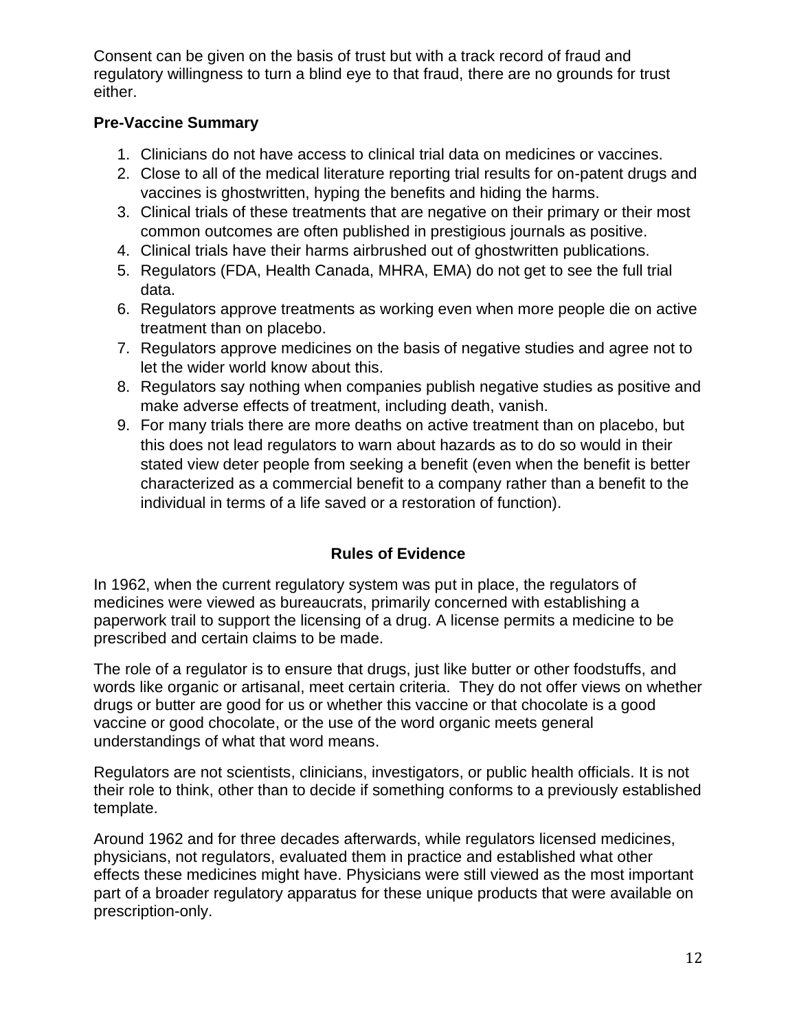Consent can be given on the basis of trust but with a track record of fraud and regulatory willingness to turn a blind eye to that fraud, there are no grounds for trust either.

**Pre-Vaccine Summary**

1. Clinicians do not have access to clinical trial data on medicines or vaccines.
2. Close to all of the medical literature reporting trial results for on-patent drugs and vaccines is ghostwritten, hyping the benefits and hiding the harms.
3. Clinical trials of these treatments that are negative on their primary or their most common outcomes are often published in prestigious journals as positive.
4. Clinical trials have their harms airbrushed out of ghostwritten publications.
5. Regulators (FDA, Health Canada, MHRA, EMA) do not get to see the full trial data.
6. Regulators approve treatments as working even when more people die on active treatment than on placebo.
7. Regulators approve medicines on the basis of negative studies and agree not to let the wider world know about this.
8. Regulators say nothing when companies publish negative studies as positive and make adverse effects of treatment, including death, vanish.
9. For many trials there are more deaths on active treatment than on placebo, but this does not lead regulators to warn about hazards as to do so would in their stated view deter people from seeking a benefit (even when the benefit is better characterized as a commercial benefit to a company rather than a benefit to the individual in terms of a life saved or a restoration of function).

## Rules of Evidence

In 1962, when the current regulatory system was put in place, the regulators of medicines were viewed as bureaucrats, primarily concerned with establishing a paperwork trail to support the licensing of a drug. A license permits a medicine to be prescribed and certain claims to be made.

The role of a regulator is to ensure that drugs, just like butter or other foodstuffs, and words like organic or artisanal, meet certain criteria. They do not offer views on whether drugs or butter are good for us or whether this vaccine or that chocolate is a good vaccine or good chocolate, or the use of the word organic meets general understandings of what that word means.

Regulators are not scientists, clinicians, investigators, or public health officials. It is not their role to think, other than to decide if something conforms to a previously established template.

Around 1962 and for three decades afterwards, while regulators licensed medicines, physicians, not regulators, evaluated them in practice and established what other effects these medicines might have. Physicians were still viewed as the most important part of a broader regulatory apparatus for these unique products that were available on prescription-only.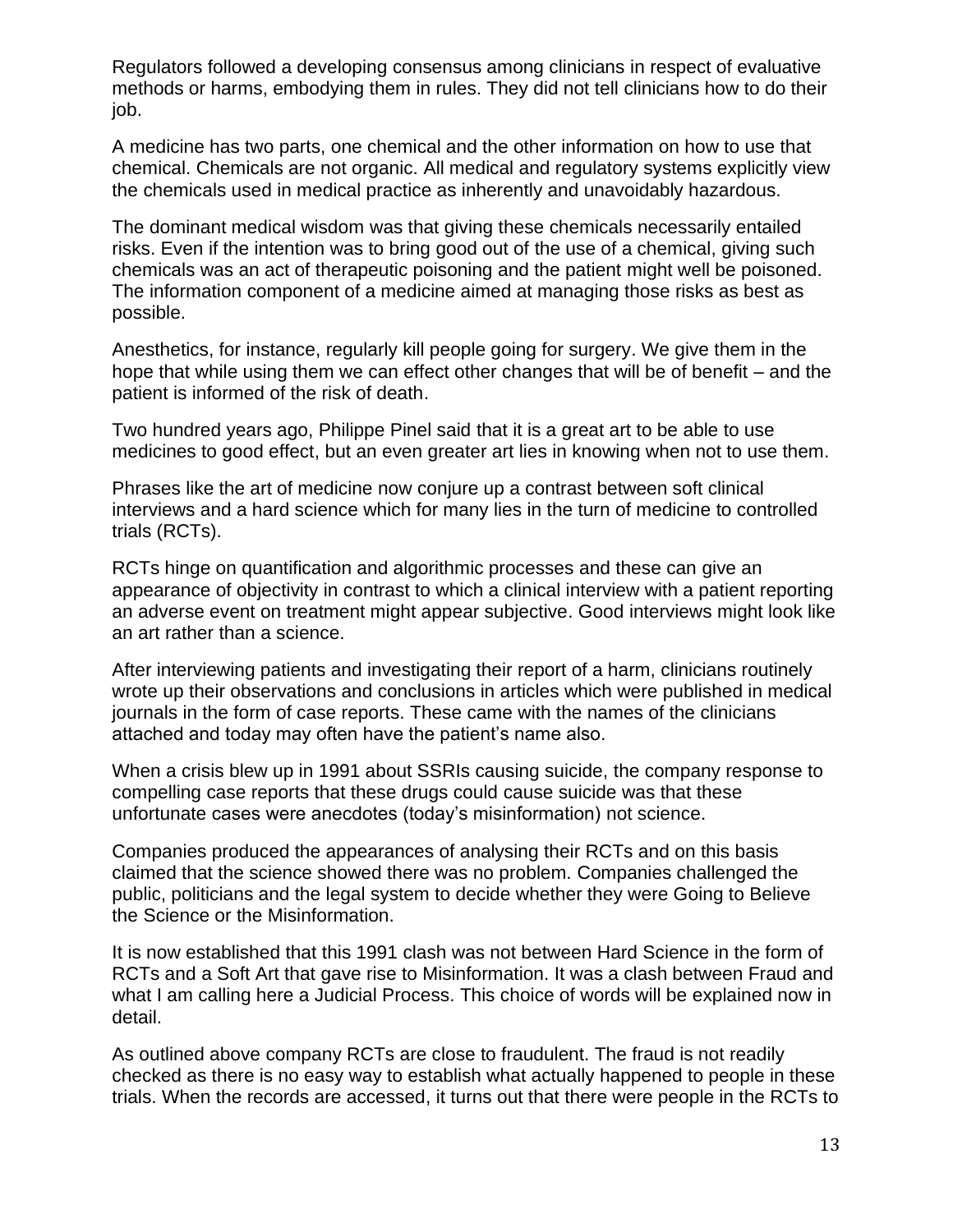Regulators followed a developing consensus among clinicians in respect of evaluative methods or harms, embodying them in rules. They did not tell clinicians how to do their job.

A medicine has two parts, one chemical and the other information on how to use that chemical. Chemicals are not organic. All medical and regulatory systems explicitly view the chemicals used in medical practice as inherently and unavoidably hazardous.

The dominant medical wisdom was that giving these chemicals necessarily entailed risks. Even if the intention was to bring good out of the use of a chemical, giving such chemicals was an act of therapeutic poisoning and the patient might well be poisoned. The information component of a medicine aimed at managing those risks as best as possible.

Anesthetics, for instance, regularly kill people going for surgery. We give them in the hope that while using them we can effect other changes that will be of benefit – and the patient is informed of the risk of death.

Two hundred years ago, Philippe Pinel said that it is a great art to be able to use medicines to good effect, but an even greater art lies in knowing when not to use them.

Phrases like the art of medicine now conjure up a contrast between soft clinical interviews and a hard science which for many lies in the turn of medicine to controlled trials (RCTs).

RCTs hinge on quantification and algorithmic processes and these can give an appearance of objectivity in contrast to which a clinical interview with a patient reporting an adverse event on treatment might appear subjective. Good interviews might look like an art rather than a science.

After interviewing patients and investigating their report of a harm, clinicians routinely wrote up their observations and conclusions in articles which were published in medical journals in the form of case reports. These came with the names of the clinicians attached and today may often have the patient's name also.

When a crisis blew up in 1991 about SSRIs causing suicide, the company response to compelling case reports that these drugs could cause suicide was that these unfortunate cases were anecdotes (today's misinformation) not science.

Companies produced the appearances of analysing their RCTs and on this basis claimed that the science showed there was no problem. Companies challenged the public, politicians and the legal system to decide whether they were Going to Believe the Science or the Misinformation.

It is now established that this 1991 clash was not between Hard Science in the form of RCTs and a Soft Art that gave rise to Misinformation. It was a clash between Fraud and what I am calling here a Judicial Process. This choice of words will be explained now in detail.

As outlined above company RCTs are close to fraudulent. The fraud is not readily checked as there is no easy way to establish what actually happened to people in these trials. When the records are accessed, it turns out that there were people in the RCTs to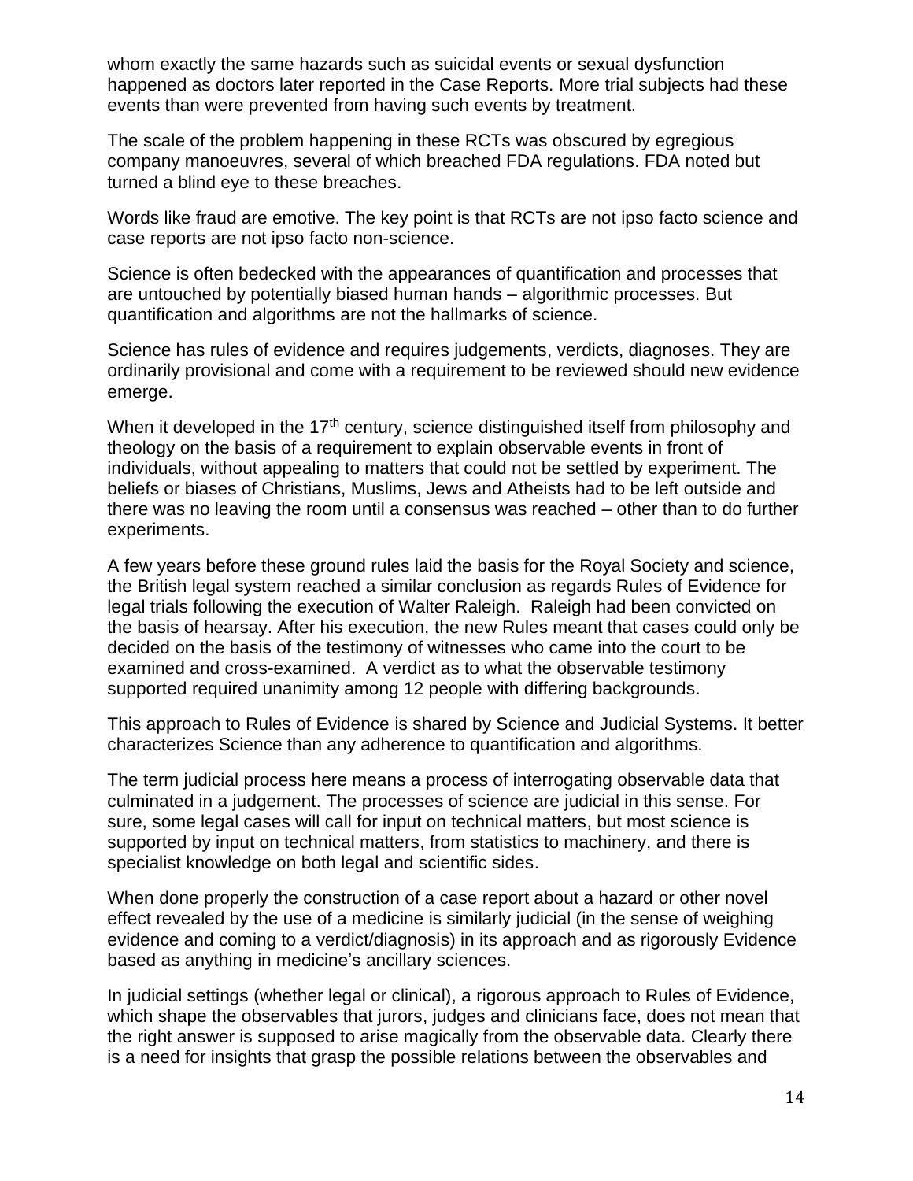whom exactly the same hazards such as suicidal events or sexual dysfunction happened as doctors later reported in the Case Reports. More trial subjects had these events than were prevented from having such events by treatment.

The scale of the problem happening in these RCTs was obscured by egregious company manoeuvres, several of which breached FDA regulations. FDA noted but turned a blind eye to these breaches.

Words like fraud are emotive. The key point is that RCTs are not ipso facto science and case reports are not ipso facto non-science.

Science is often bedecked with the appearances of quantification and processes that are untouched by potentially biased human hands – algorithmic processes. But quantification and algorithms are not the hallmarks of science.

Science has rules of evidence and requires judgements, verdicts, diagnoses. They are ordinarily provisional and come with a requirement to be reviewed should new evidence emerge.

When it developed in the 17th century, science distinguished itself from philosophy and theology on the basis of a requirement to explain observable events in front of individuals, without appealing to matters that could not be settled by experiment. The beliefs or biases of Christians, Muslims, Jews and Atheists had to be left outside and there was no leaving the room until a consensus was reached – other than to do further experiments.

A few years before these ground rules laid the basis for the Royal Society and science, the British legal system reached a similar conclusion as regards Rules of Evidence for legal trials following the execution of Walter Raleigh. Raleigh had been convicted on the basis of hearsay. After his execution, the new Rules meant that cases could only be decided on the basis of the testimony of witnesses who came into the court to be examined and cross-examined. A verdict as to what the observable testimony supported required unanimity among 12 people with differing backgrounds.

This approach to Rules of Evidence is shared by Science and Judicial Systems. It better characterizes Science than any adherence to quantification and algorithms.

The term judicial process here means a process of interrogating observable data that culminated in a judgement. The processes of science are judicial in this sense. For sure, some legal cases will call for input on technical matters, but most science is supported by input on technical matters, from statistics to machinery, and there is specialist knowledge on both legal and scientific sides.

When done properly the construction of a case report about a hazard or other novel effect revealed by the use of a medicine is similarly judicial (in the sense of weighing evidence and coming to a verdict/diagnosis) in its approach and as rigorously Evidence based as anything in medicine's ancillary sciences.

In judicial settings (whether legal or clinical), a rigorous approach to Rules of Evidence, which shape the observables that jurors, judges and clinicians face, does not mean that the right answer is supposed to arise magically from the observable data. Clearly there is a need for insights that grasp the possible relations between the observables and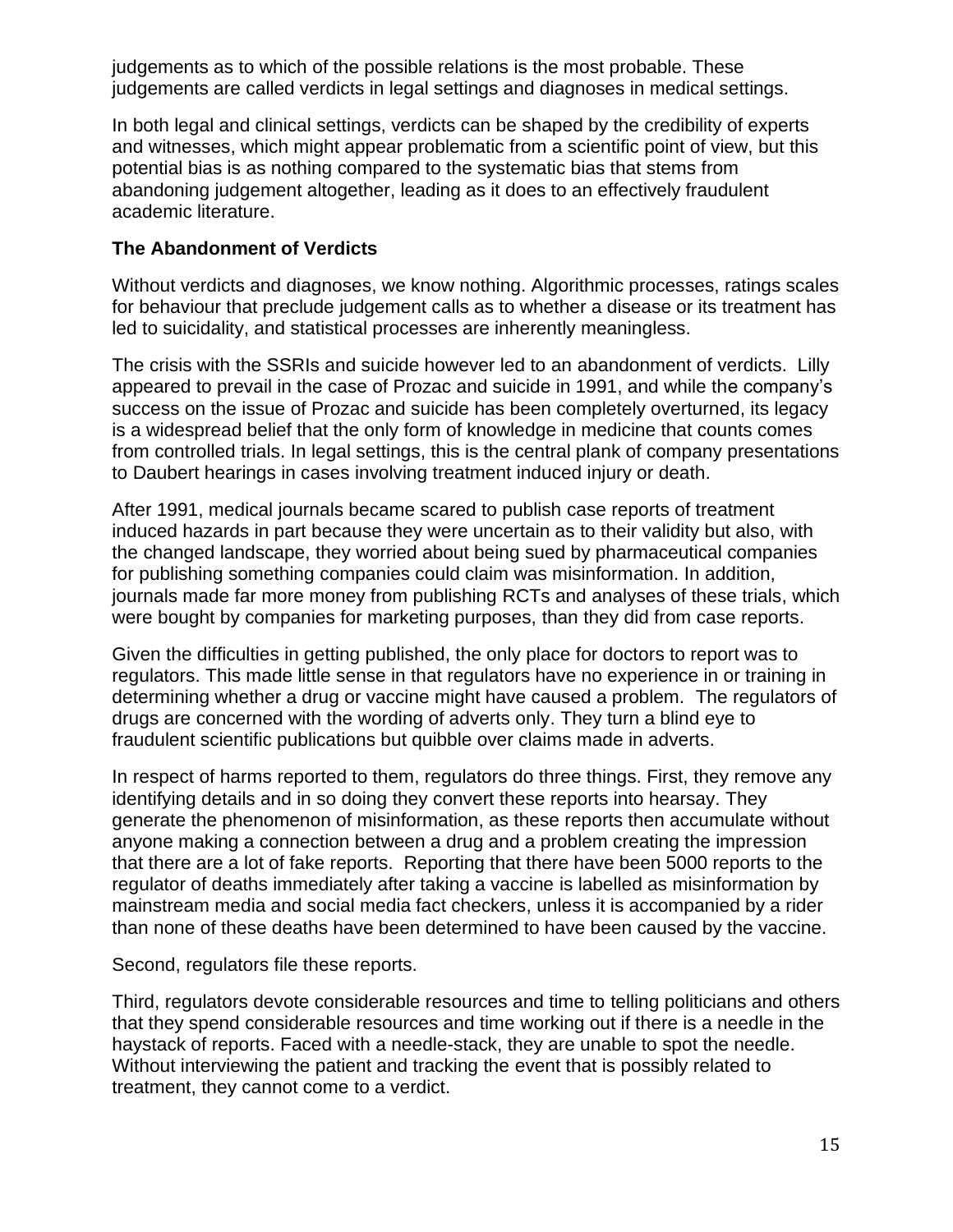judgements as to which of the possible relations is the most probable. These judgements are called verdicts in legal settings and diagnoses in medical settings.

In both legal and clinical settings, verdicts can be shaped by the credibility of experts and witnesses, which might appear problematic from a scientific point of view, but this potential bias is as nothing compared to the systematic bias that stems from abandoning judgement altogether, leading as it does to an effectively fraudulent academic literature.

### The Abandonment of Verdicts

Without verdicts and diagnoses, we know nothing. Algorithmic processes, ratings scales for behaviour that preclude judgement calls as to whether a disease or its treatment has led to suicidality, and statistical processes are inherently meaningless.

The crisis with the SSRIs and suicide however led to an abandonment of verdicts. Lilly appeared to prevail in the case of Prozac and suicide in 1991, and while the company's success on the issue of Prozac and suicide has been completely overturned, its legacy is a widespread belief that the only form of knowledge in medicine that counts comes from controlled trials. In legal settings, this is the central plank of company presentations to Daubert hearings in cases involving treatment induced injury or death.

After 1991, medical journals became scared to publish case reports of treatment induced hazards in part because they were uncertain as to their validity but also, with the changed landscape, they worried about being sued by pharmaceutical companies for publishing something companies could claim was misinformation. In addition, journals made far more money from publishing RCTs and analyses of these trials, which were bought by companies for marketing purposes, than they did from case reports.

Given the difficulties in getting published, the only place for doctors to report was to regulators. This made little sense in that regulators have no experience in or training in determining whether a drug or vaccine might have caused a problem. The regulators of drugs are concerned with the wording of adverts only. They turn a blind eye to fraudulent scientific publications but quibble over claims made in adverts.

In respect of harms reported to them, regulators do three things. First, they remove any identifying details and in so doing they convert these reports into hearsay. They generate the phenomenon of misinformation, as these reports then accumulate without anyone making a connection between a drug and a problem creating the impression that there are a lot of fake reports. Reporting that there have been 5000 reports to the regulator of deaths immediately after taking a vaccine is labelled as misinformation by mainstream media and social media fact checkers, unless it is accompanied by a rider than none of these deaths have been determined to have been caused by the vaccine.

Second, regulators file these reports.

Third, regulators devote considerable resources and time to telling politicians and others that they spend considerable resources and time working out if there is a needle in the haystack of reports. Faced with a needle-stack, they are unable to spot the needle. Without interviewing the patient and tracking the event that is possibly related to treatment, they cannot come to a verdict.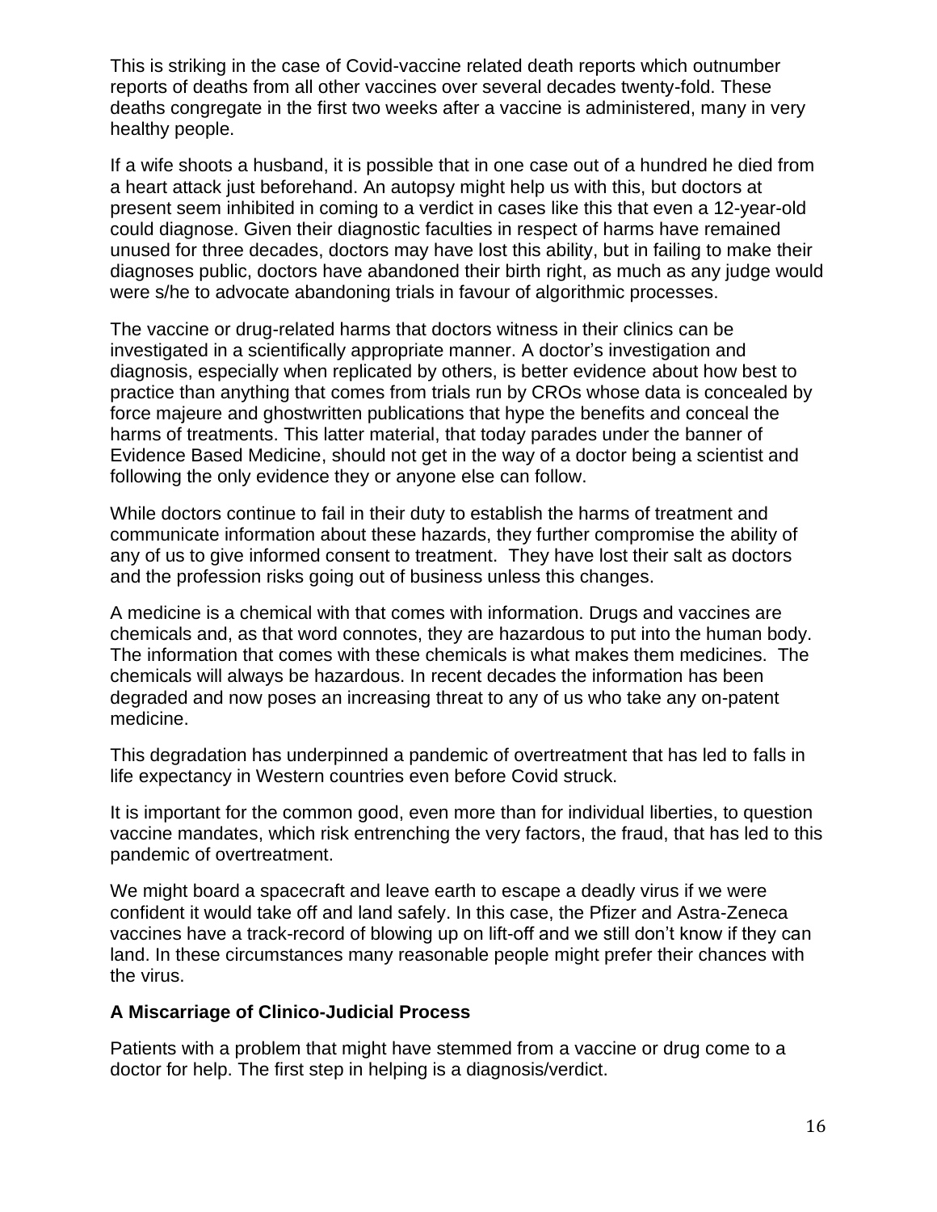This is striking in the case of Covid-vaccine related death reports which outnumber reports of deaths from all other vaccines over several decades twenty-fold. These deaths congregate in the first two weeks after a vaccine is administered, many in very healthy people.

If a wife shoots a husband, it is possible that in one case out of a hundred he died from a heart attack just beforehand. An autopsy might help us with this, but doctors at present seem inhibited in coming to a verdict in cases like this that even a 12-year-old could diagnose. Given their diagnostic faculties in respect of harms have remained unused for three decades, doctors may have lost this ability, but in failing to make their diagnoses public, doctors have abandoned their birth right, as much as any judge would were s/he to advocate abandoning trials in favour of algorithmic processes.

The vaccine or drug-related harms that doctors witness in their clinics can be investigated in a scientifically appropriate manner. A doctor's investigation and diagnosis, especially when replicated by others, is better evidence about how best to practice than anything that comes from trials run by CROs whose data is concealed by force majeure and ghostwritten publications that hype the benefits and conceal the harms of treatments. This latter material, that today parades under the banner of Evidence Based Medicine, should not get in the way of a doctor being a scientist and following the only evidence they or anyone else can follow.

While doctors continue to fail in their duty to establish the harms of treatment and communicate information about these hazards, they further compromise the ability of any of us to give informed consent to treatment. They have lost their salt as doctors and the profession risks going out of business unless this changes.

A medicine is a chemical with that comes with information. Drugs and vaccines are chemicals and, as that word connotes, they are hazardous to put into the human body. The information that comes with these chemicals is what makes them medicines. The chemicals will always be hazardous. In recent decades the information has been degraded and now poses an increasing threat to any of us who take any on-patent medicine.

This degradation has underpinned a pandemic of overtreatment that has led to falls in life expectancy in Western countries even before Covid struck.

It is important for the common good, even more than for individual liberties, to question vaccine mandates, which risk entrenching the very factors, the fraud, that has led to this pandemic of overtreatment.

We might board a spacecraft and leave earth to escape a deadly virus if we were confident it would take off and land safely. In this case, the Pfizer and Astra-Zeneca vaccines have a track-record of blowing up on lift-off and we still don't know if they can land. In these circumstances many reasonable people might prefer their chances with the virus.

## A Miscarriage of Clinico-Judicial Process

Patients with a problem that might have stemmed from a vaccine or drug come to a doctor for help. The first step in helping is a diagnosis/verdict.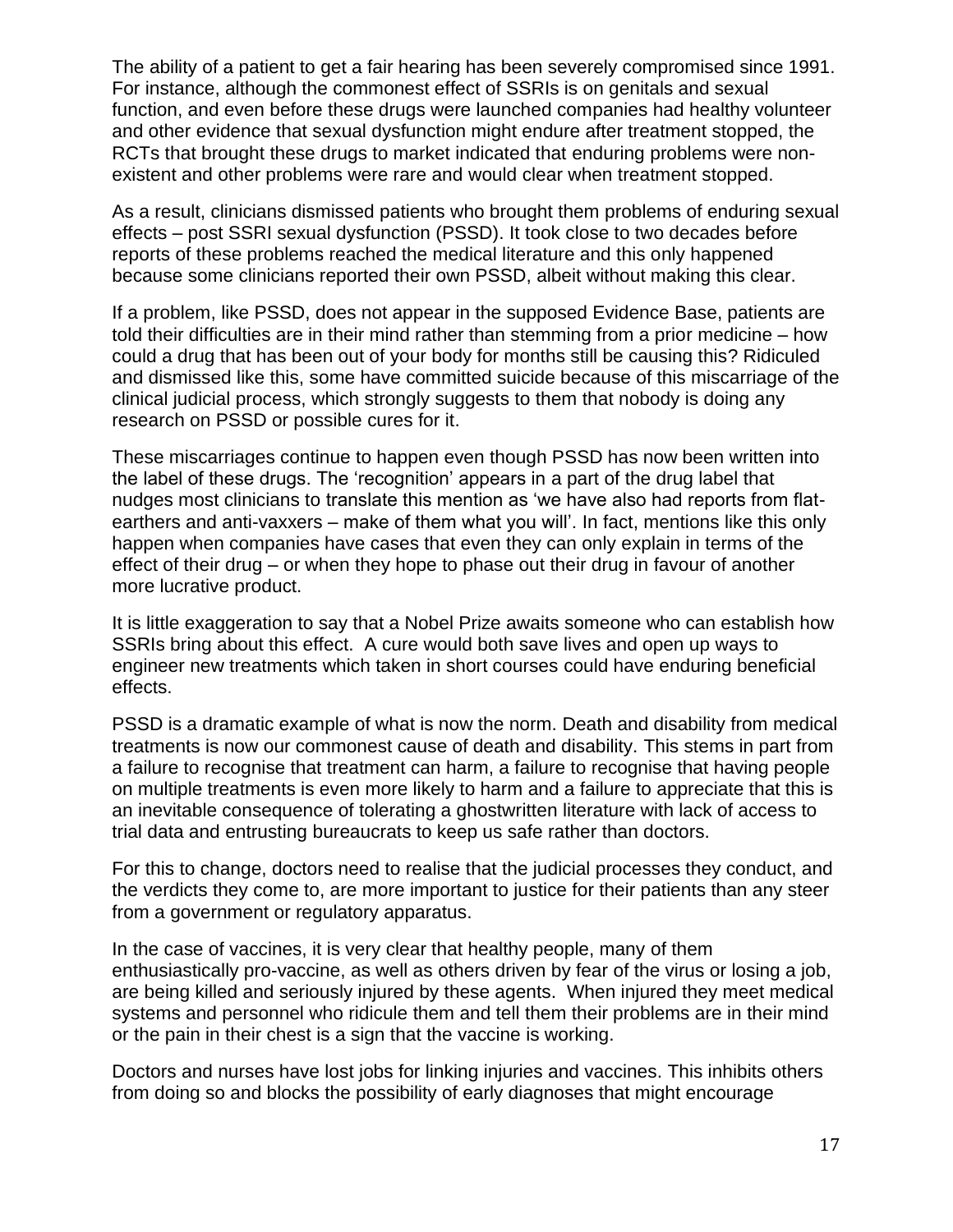The ability of a patient to get a fair hearing has been severely compromised since 1991. For instance, although the commonest effect of SSRIs is on genitals and sexual function, and even before these drugs were launched companies had healthy volunteer and other evidence that sexual dysfunction might endure after treatment stopped, the RCTs that brought these drugs to market indicated that enduring problems were non-existent and other problems were rare and would clear when treatment stopped.

As a result, clinicians dismissed patients who brought them problems of enduring sexual effects – post SSRI sexual dysfunction (PSSD). It took close to two decades before reports of these problems reached the medical literature and this only happened because some clinicians reported their own PSSD, albeit without making this clear.

If a problem, like PSSD, does not appear in the supposed Evidence Base, patients are told their difficulties are in their mind rather than stemming from a prior medicine – how could a drug that has been out of your body for months still be causing this? Ridiculed and dismissed like this, some have committed suicide because of this miscarriage of the clinical judicial process, which strongly suggests to them that nobody is doing any research on PSSD or possible cures for it.

These miscarriages continue to happen even though PSSD has now been written into the label of these drugs. The 'recognition' appears in a part of the drug label that nudges most clinicians to translate this mention as 'we have also had reports from flat-earthers and anti-vaxxers – make of them what you will'. In fact, mentions like this only happen when companies have cases that even they can only explain in terms of the effect of their drug – or when they hope to phase out their drug in favour of another more lucrative product.

It is little exaggeration to say that a Nobel Prize awaits someone who can establish how SSRIs bring about this effect. A cure would both save lives and open up ways to engineer new treatments which taken in short courses could have enduring beneficial effects.

PSSD is a dramatic example of what is now the norm. Death and disability from medical treatments is now our commonest cause of death and disability. This stems in part from a failure to recognise that treatment can harm, a failure to recognise that having people on multiple treatments is even more likely to harm and a failure to appreciate that this is an inevitable consequence of tolerating a ghostwritten literature with lack of access to trial data and entrusting bureaucrats to keep us safe rather than doctors.

For this to change, doctors need to realise that the judicial processes they conduct, and the verdicts they come to, are more important to justice for their patients than any steer from a government or regulatory apparatus.

In the case of vaccines, it is very clear that healthy people, many of them enthusiastically pro-vaccine, as well as others driven by fear of the virus or losing a job, are being killed and seriously injured by these agents. When injured they meet medical systems and personnel who ridicule them and tell them their problems are in their mind or the pain in their chest is a sign that the vaccine is working.

Doctors and nurses have lost jobs for linking injuries and vaccines. This inhibits others from doing so and blocks the possibility of early diagnoses that might encourage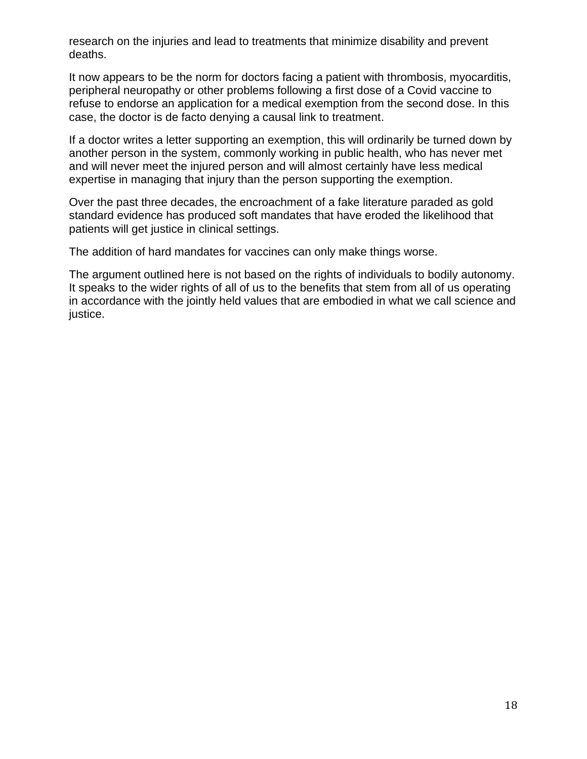research on the injuries and lead to treatments that minimize disability and prevent deaths.

It now appears to be the norm for doctors facing a patient with thrombosis, myocarditis, peripheral neuropathy or other problems following a first dose of a Covid vaccine to refuse to endorse an application for a medical exemption from the second dose. In this case, the doctor is de facto denying a causal link to treatment.

If a doctor writes a letter supporting an exemption, this will ordinarily be turned down by another person in the system, commonly working in public health, who has never met and will never meet the injured person and will almost certainly have less medical expertise in managing that injury than the person supporting the exemption.

Over the past three decades, the encroachment of a fake literature paraded as gold standard evidence has produced soft mandates that have eroded the likelihood that patients will get justice in clinical settings.

The addition of hard mandates for vaccines can only make things worse.

The argument outlined here is not based on the rights of individuals to bodily autonomy. It speaks to the wider rights of all of us to the benefits that stem from all of us operating in accordance with the jointly held values that are embodied in what we call science and justice.